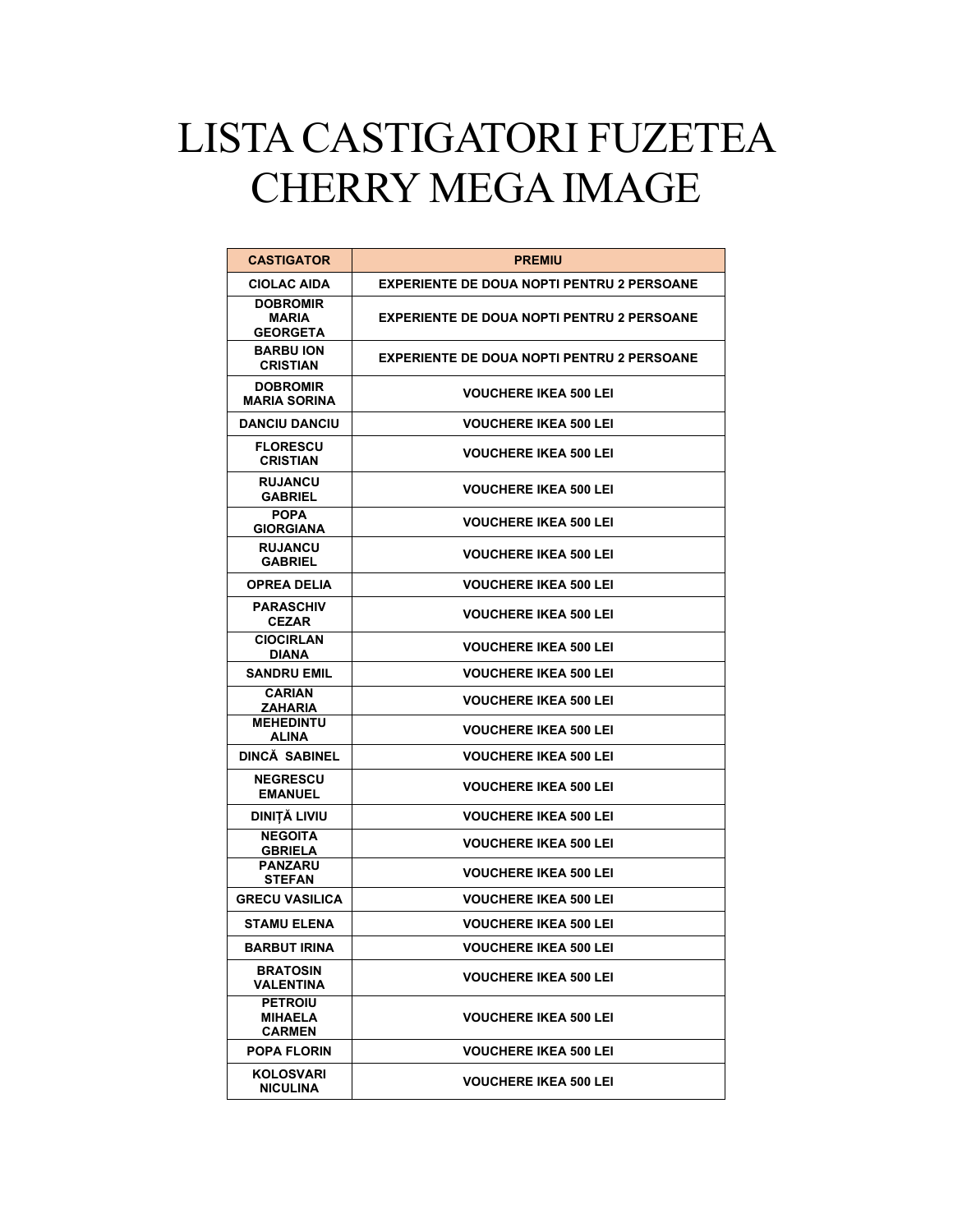# LISTA CASTIGATORI FUZETEA CHERRY MEGA IMAGE

| CASTIGATOR | PREMIU |
|---|---|
| CIOLAC AIDA | EXPERIENTE DE DOUA NOPTI PENTRU 2 PERSOANE |
| DOBROMIR MARIA GEORGETA | EXPERIENTE DE DOUA NOPTI PENTRU 2 PERSOANE |
| BARBU ION CRISTIAN | EXPERIENTE DE DOUA NOPTI PENTRU 2 PERSOANE |
| DOBROMIR MARIA SORINA | VOUCHERE IKEA 500 LEI |
| DANCIU DANCIU | VOUCHERE IKEA 500 LEI |
| FLORESCU CRISTIAN | VOUCHERE IKEA 500 LEI |
| RUJANCU GABRIEL | VOUCHERE IKEA 500 LEI |
| POPA GIORGIANA | VOUCHERE IKEA 500 LEI |
| RUJANCU GABRIEL | VOUCHERE IKEA 500 LEI |
| OPREA DELIA | VOUCHERE IKEA 500 LEI |
| PARASCHIV CEZAR | VOUCHERE IKEA 500 LEI |
| CIOCIRLAN DIANA | VOUCHERE IKEA 500 LEI |
| SANDRU EMIL | VOUCHERE IKEA 500 LEI |
| CARIAN ZAHARIA | VOUCHERE IKEA 500 LEI |
| MEHEDINTU ALINA | VOUCHERE IKEA 500 LEI |
| DINCĂ SABINEL | VOUCHERE IKEA 500 LEI |
| NEGRESCU EMANUEL | VOUCHERE IKEA 500 LEI |
| DINIȚĂ LIVIU | VOUCHERE IKEA 500 LEI |
| NEGOITA GBRIELA | VOUCHERE IKEA 500 LEI |
| PANZARU STEFAN | VOUCHERE IKEA 500 LEI |
| GRECU VASILICA | VOUCHERE IKEA 500 LEI |
| STAMU ELENA | VOUCHERE IKEA 500 LEI |
| BARBUT IRINA | VOUCHERE IKEA 500 LEI |
| BRATOSIN VALENTINA | VOUCHERE IKEA 500 LEI |
| PETROIU MIHAELA CARMEN | VOUCHERE IKEA 500 LEI |
| POPA FLORIN | VOUCHERE IKEA 500 LEI |
| KOLOSVARI NICULINA | VOUCHERE IKEA 500 LEI |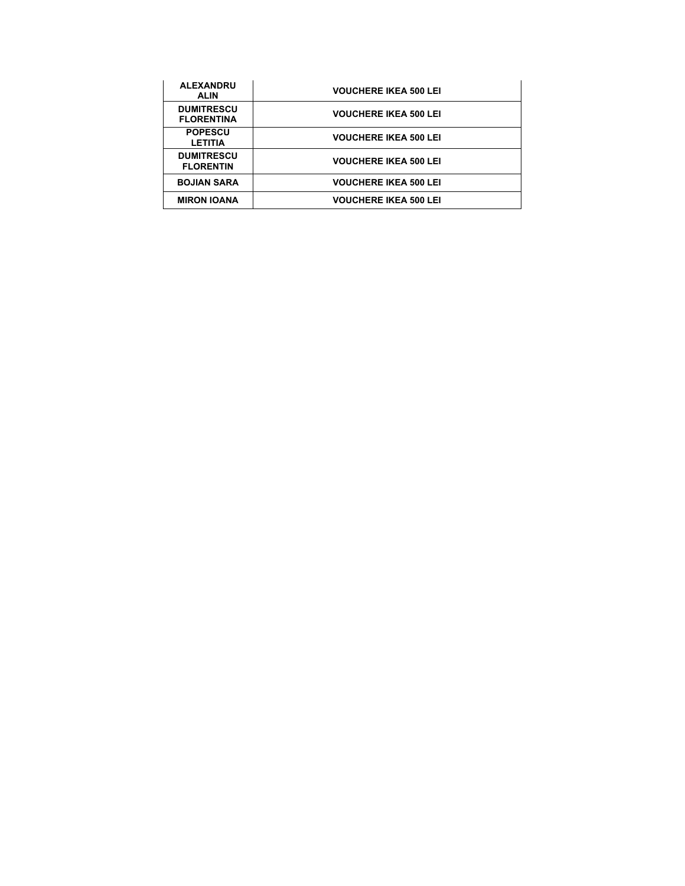| | |
|---|---|
| **ALEXANDRU ALIN** | **VOUCHERE IKEA 500 LEI** |
| **DUMITRESCU FLORENTINA** | **VOUCHERE IKEA 500 LEI** |
| **POPESCU LETITIA** | **VOUCHERE IKEA 500 LEI** |
| **DUMITRESCU FLORENTIN** | **VOUCHERE IKEA 500 LEI** |
| **BOJIAN SARA** | **VOUCHERE IKEA 500 LEI** |
| **MIRON IOANA** | **VOUCHERE IKEA 500 LEI** |